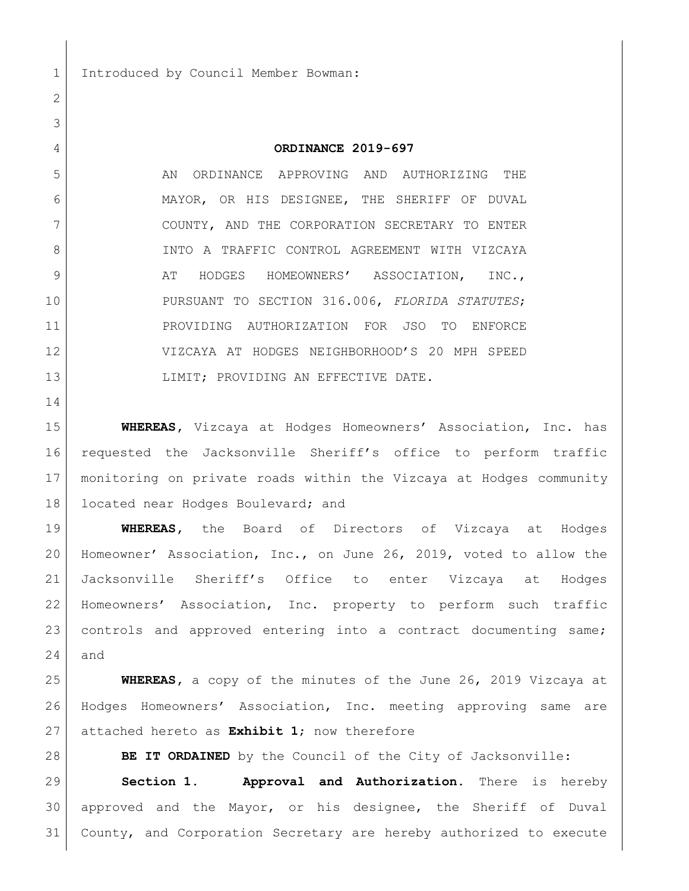Introduced by Council Member Bowman:

# ORDINANCE 2019-697

AN ORDINANCE APPROVING AND AUTHORIZING THE MAYOR, OR HIS DESIGNEE, THE SHERIFF OF DUVAL COUNTY, AND THE CORPORATION SECRETARY TO ENTER INTO A TRAFFIC CONTROL AGREEMENT WITH VIZCAYA AT HODGES HOMEOWNERS' ASSOCIATION, INC., PURSUANT TO SECTION 316.006, *FLORIDA STATUTES*; PROVIDING AUTHORIZATION FOR JSO TO ENFORCE VIZCAYA AT HODGES NEIGHBORHOOD'S 20 MPH SPEED LIMIT; PROVIDING AN EFFECTIVE DATE.

**WHEREAS**, Vizcaya at Hodges Homeowners' Association, Inc. has requested the Jacksonville Sheriff's office to perform traffic monitoring on private roads within the Vizcaya at Hodges community located near Hodges Boulevard; and

**WHEREAS**, the Board of Directors of Vizcaya at Hodges Homeowner' Association, Inc., on June 26, 2019, voted to allow the Jacksonville Sheriff's Office to enter Vizcaya at Hodges Homeowners' Association, Inc. property to perform such traffic controls and approved entering into a contract documenting same; and

**WHEREAS**, a copy of the minutes of the June 26, 2019 Vizcaya at Hodges Homeowners' Association, Inc. meeting approving same are attached hereto as **Exhibit 1**; now therefore

**BE IT ORDAINED** by the Council of the City of Jacksonville:

**Section 1. Approval and Authorization.** There is hereby approved and the Mayor, or his designee, the Sheriff of Duval County, and Corporation Secretary are hereby authorized to execute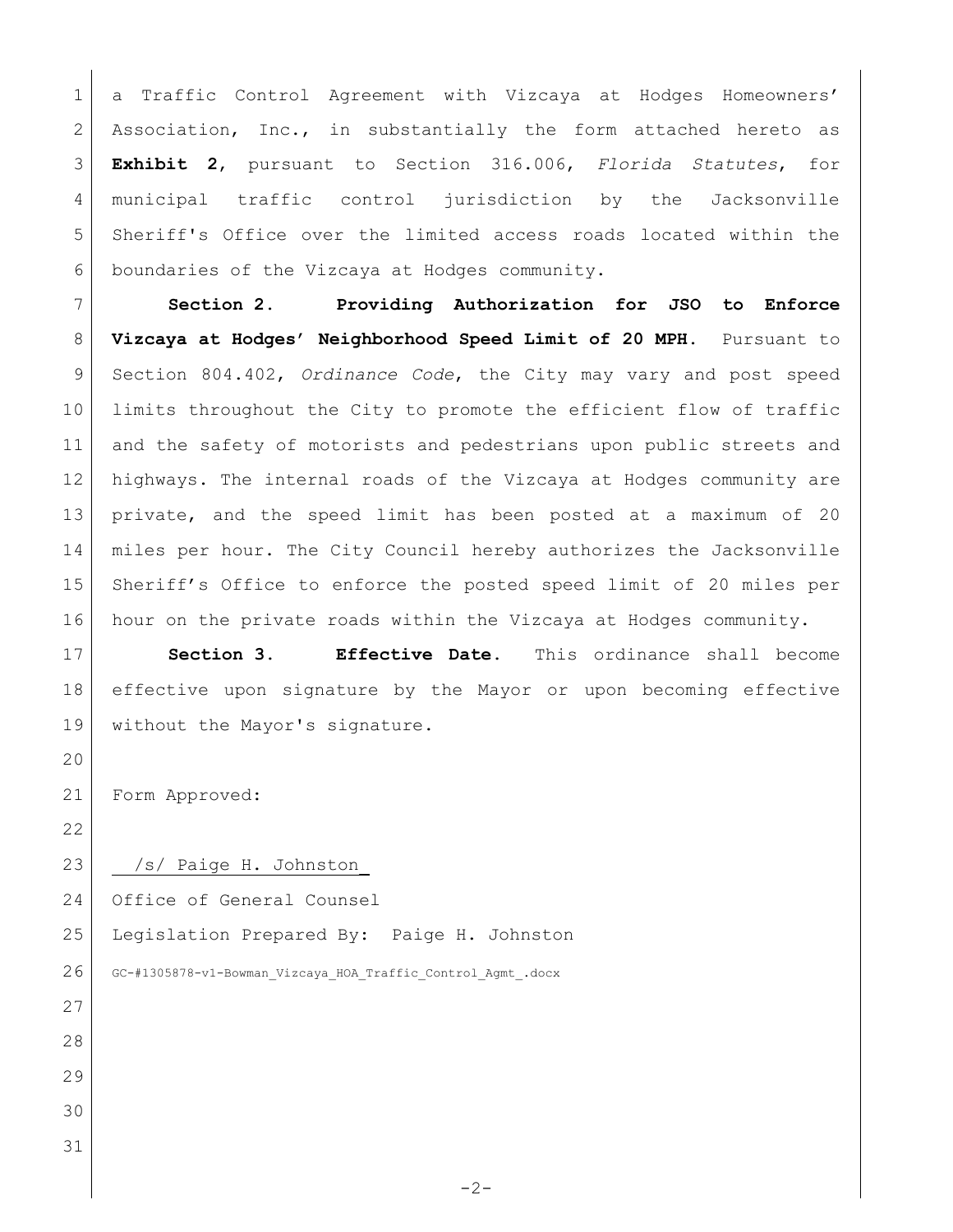a Traffic Control Agreement with Vizcaya at Hodges Homeowners' Association, Inc., in substantially the form attached hereto as **Exhibit 2**, pursuant to Section 316.006, *Florida Statutes*, for municipal traffic control jurisdiction by the Jacksonville Sheriff's Office over the limited access roads located within the boundaries of the Vizcaya at Hodges community.

**Section 2. Providing Authorization for JSO to Enforce Vizcaya at Hodges' Neighborhood Speed Limit of 20 MPH.** Pursuant to Section 804.402, *Ordinance Code*, the City may vary and post speed limits throughout the City to promote the efficient flow of traffic and the safety of motorists and pedestrians upon public streets and highways. The internal roads of the Vizcaya at Hodges community are private, and the speed limit has been posted at a maximum of 20 miles per hour. The City Council hereby authorizes the Jacksonville Sheriff's Office to enforce the posted speed limit of 20 miles per hour on the private roads within the Vizcaya at Hodges community.

**Section 3. Effective Date.** This ordinance shall become effective upon signature by the Mayor or upon becoming effective without the Mayor's signature.

Form Approved:

/s/ Paige H. Johnston
Office of General Counsel
Legislation Prepared By: Paige H. Johnston

GC-#1305878-v1-Bowman_Vizcaya_HOA_Traffic_Control_Agmt_.docx